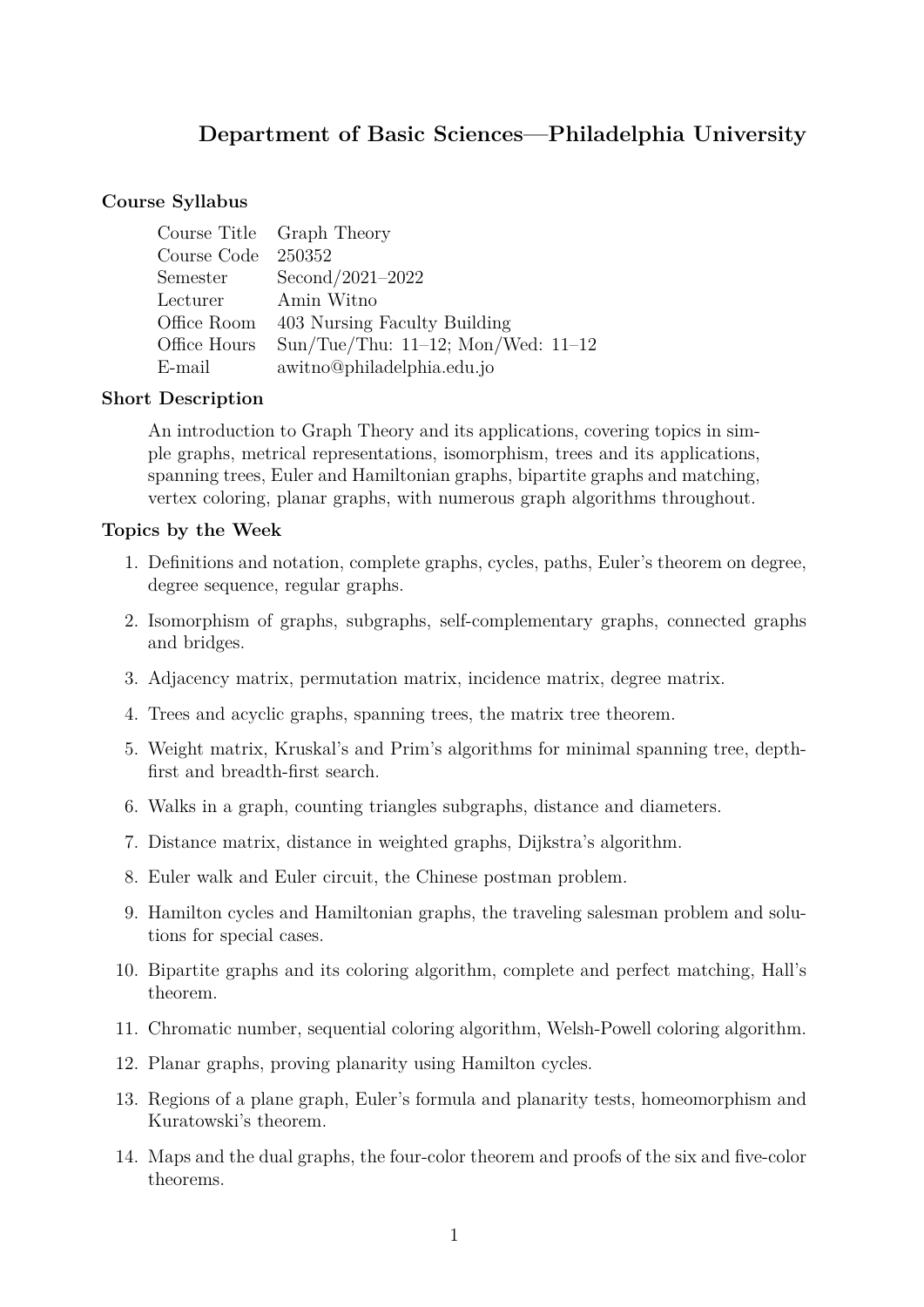# Department of Basic Sciences—Philadelphia University

### Course Syllabus

| | |
|---|---|
| Course Title | Graph Theory |
| Course Code | 250352 |
| Semester | Second/2021–2022 |
| Lecturer | Amin Witno |
| Office Room | 403 Nursing Faculty Building |
| Office Hours | Sun/Tue/Thu: 11–12; Mon/Wed: 11–12 |
| E-mail | awitno@philadelphia.edu.jo |

### Short Description

An introduction to Graph Theory and its applications, covering topics in simple graphs, metrical representations, isomorphism, trees and its applications, spanning trees, Euler and Hamiltonian graphs, bipartite graphs and matching, vertex coloring, planar graphs, with numerous graph algorithms throughout.

### Topics by the Week

1. Definitions and notation, complete graphs, cycles, paths, Euler's theorem on degree, degree sequence, regular graphs.
2. Isomorphism of graphs, subgraphs, self-complementary graphs, connected graphs and bridges.
3. Adjacency matrix, permutation matrix, incidence matrix, degree matrix.
4. Trees and acyclic graphs, spanning trees, the matrix tree theorem.
5. Weight matrix, Kruskal's and Prim's algorithms for minimal spanning tree, depth-first and breadth-first search.
6. Walks in a graph, counting triangles subgraphs, distance and diameters.
7. Distance matrix, distance in weighted graphs, Dijkstra's algorithm.
8. Euler walk and Euler circuit, the Chinese postman problem.
9. Hamilton cycles and Hamiltonian graphs, the traveling salesman problem and solutions for special cases.
10. Bipartite graphs and its coloring algorithm, complete and perfect matching, Hall's theorem.
11. Chromatic number, sequential coloring algorithm, Welsh-Powell coloring algorithm.
12. Planar graphs, proving planarity using Hamilton cycles.
13. Regions of a plane graph, Euler's formula and planarity tests, homeomorphism and Kuratowski's theorem.
14. Maps and the dual graphs, the four-color theorem and proofs of the six and five-color theorems.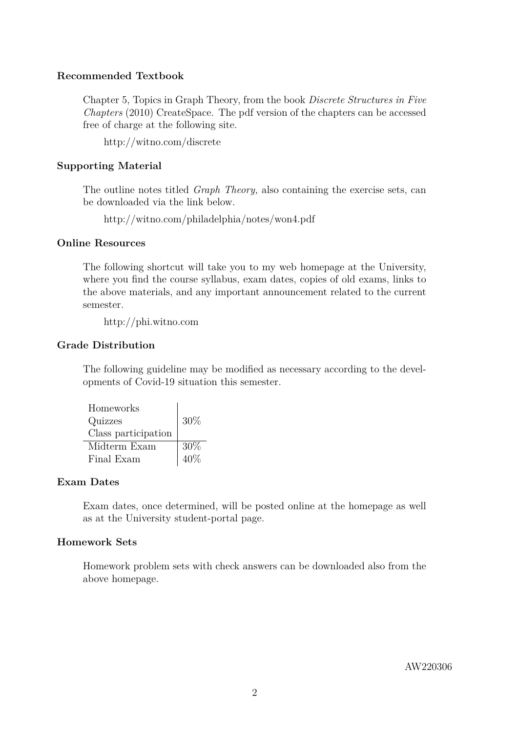**Recommended Textbook**

Chapter 5, Topics in Graph Theory, from the book *Discrete Structures in Five Chapters* (2010) CreateSpace. The pdf version of the chapters can be accessed free of charge at the following site.

http://witno.com/discrete

**Supporting Material**

The outline notes titled *Graph Theory,* also containing the exercise sets, can be downloaded via the link below.

http://witno.com/philadelphia/notes/won4.pdf

**Online Resources**

The following shortcut will take you to my web homepage at the University, where you find the course syllabus, exam dates, copies of old exams, links to the above materials, and any important announcement related to the current semester.

http://phi.witno.com

**Grade Distribution**

The following guideline may be modified as necessary according to the developments of Covid-19 situation this semester.

| | |
|---|---|
| Homeworks<br>Quizzes<br>Class participation | 30% |
| Midterm Exam | 30% |
| Final Exam | 40% |

**Exam Dates**

Exam dates, once determined, will be posted online at the homepage as well as at the University student-portal page.

**Homework Sets**

Homework problem sets with check answers can be downloaded also from the above homepage.

AW220306